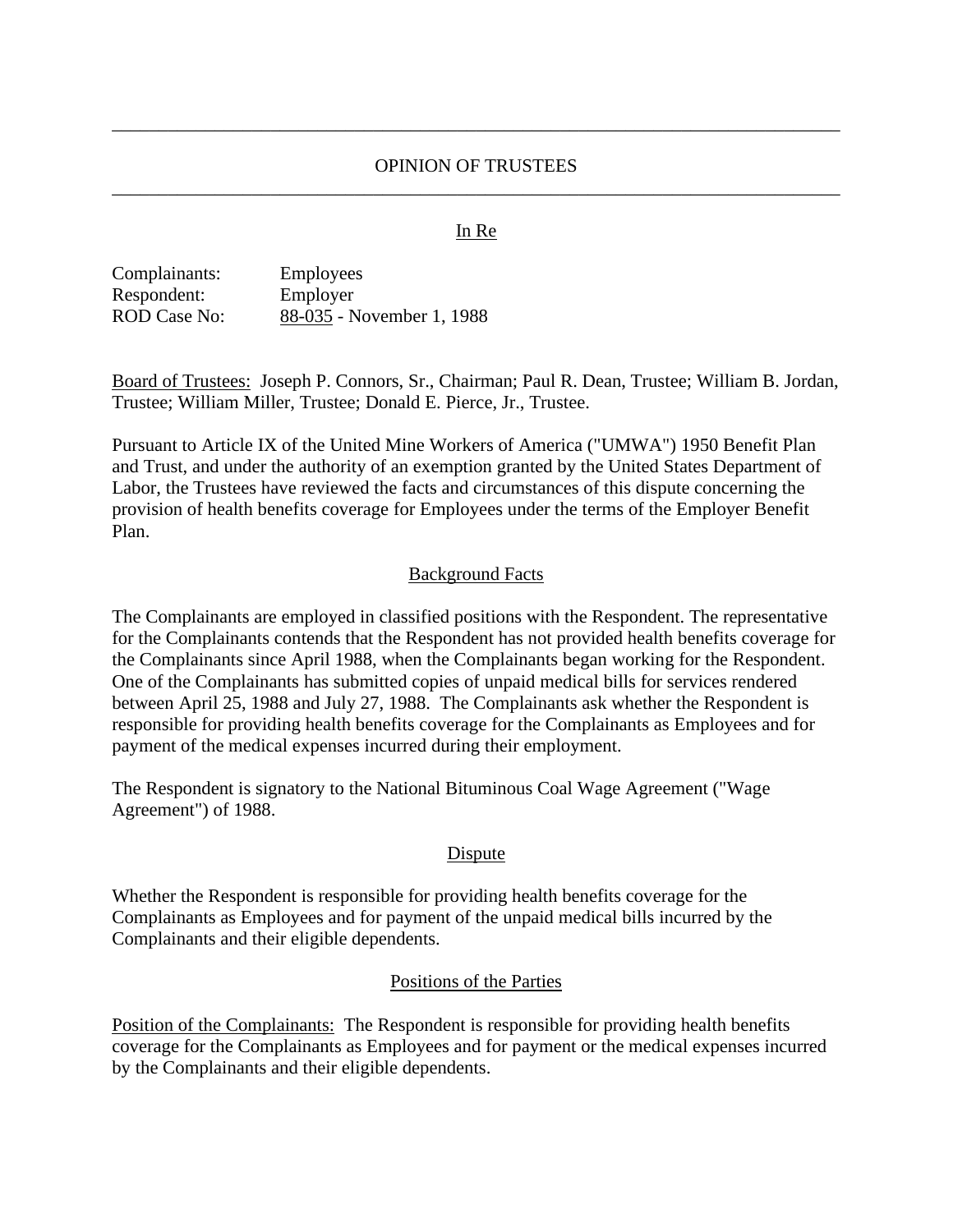# OPINION OF TRUSTEES

In Re

Complainants: Employees
Respondent: Employer
ROD Case No: 88-035 - November 1, 1988

Board of Trustees: Joseph P. Connors, Sr., Chairman; Paul R. Dean, Trustee; William B. Jordan, Trustee; William Miller, Trustee; Donald E. Pierce, Jr., Trustee.

Pursuant to Article IX of the United Mine Workers of America ("UMWA") 1950 Benefit Plan and Trust, and under the authority of an exemption granted by the United States Department of Labor, the Trustees have reviewed the facts and circumstances of this dispute concerning the provision of health benefits coverage for Employees under the terms of the Employer Benefit Plan.

## Background Facts

The Complainants are employed in classified positions with the Respondent. The representative for the Complainants contends that the Respondent has not provided health benefits coverage for the Complainants since April 1988, when the Complainants began working for the Respondent. One of the Complainants has submitted copies of unpaid medical bills for services rendered between April 25, 1988 and July 27, 1988. The Complainants ask whether the Respondent is responsible for providing health benefits coverage for the Complainants as Employees and for payment of the medical expenses incurred during their employment.

The Respondent is signatory to the National Bituminous Coal Wage Agreement ("Wage Agreement") of 1988.

## Dispute

Whether the Respondent is responsible for providing health benefits coverage for the Complainants as Employees and for payment of the unpaid medical bills incurred by the Complainants and their eligible dependents.

## Positions of the Parties

Position of the Complainants: The Respondent is responsible for providing health benefits coverage for the Complainants as Employees and for payment or the medical expenses incurred by the Complainants and their eligible dependents.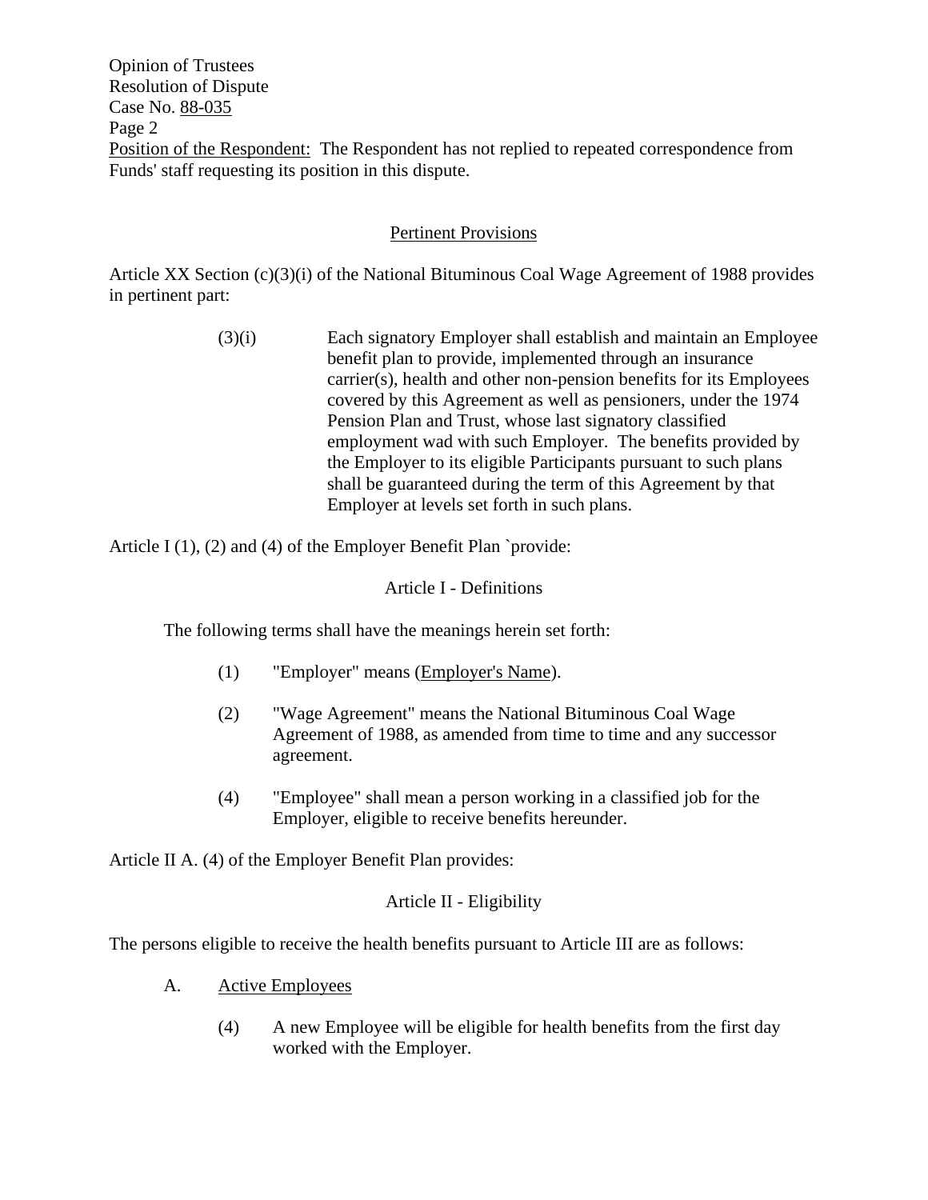Position of the Respondent: The Respondent has not replied to repeated correspondence from Funds' staff requesting its position in this dispute.

## Pertinent Provisions

Article XX Section (c)(3)(i) of the National Bituminous Coal Wage Agreement of 1988 provides in pertinent part:

> (3)(i) Each signatory Employer shall establish and maintain an Employee benefit plan to provide, implemented through an insurance carrier(s), health and other non-pension benefits for its Employees covered by this Agreement as well as pensioners, under the 1974 Pension Plan and Trust, whose last signatory classified employment wad with such Employer. The benefits provided by the Employer to its eligible Participants pursuant to such plans shall be guaranteed during the term of this Agreement by that Employer at levels set forth in such plans.

Article I (1), (2) and (4) of the Employer Benefit Plan `provide:

Article I - Definitions

The following terms shall have the meanings herein set forth:

> (1) "Employer" means (Employer's Name).
>
> (2) "Wage Agreement" means the National Bituminous Coal Wage Agreement of 1988, as amended from time to time and any successor agreement.
>
> (4) "Employee" shall mean a person working in a classified job for the Employer, eligible to receive benefits hereunder.

Article II A. (4) of the Employer Benefit Plan provides:

Article II - Eligibility

The persons eligible to receive the health benefits pursuant to Article III are as follows:

A. Active Employees

> (4) A new Employee will be eligible for health benefits from the first day worked with the Employer.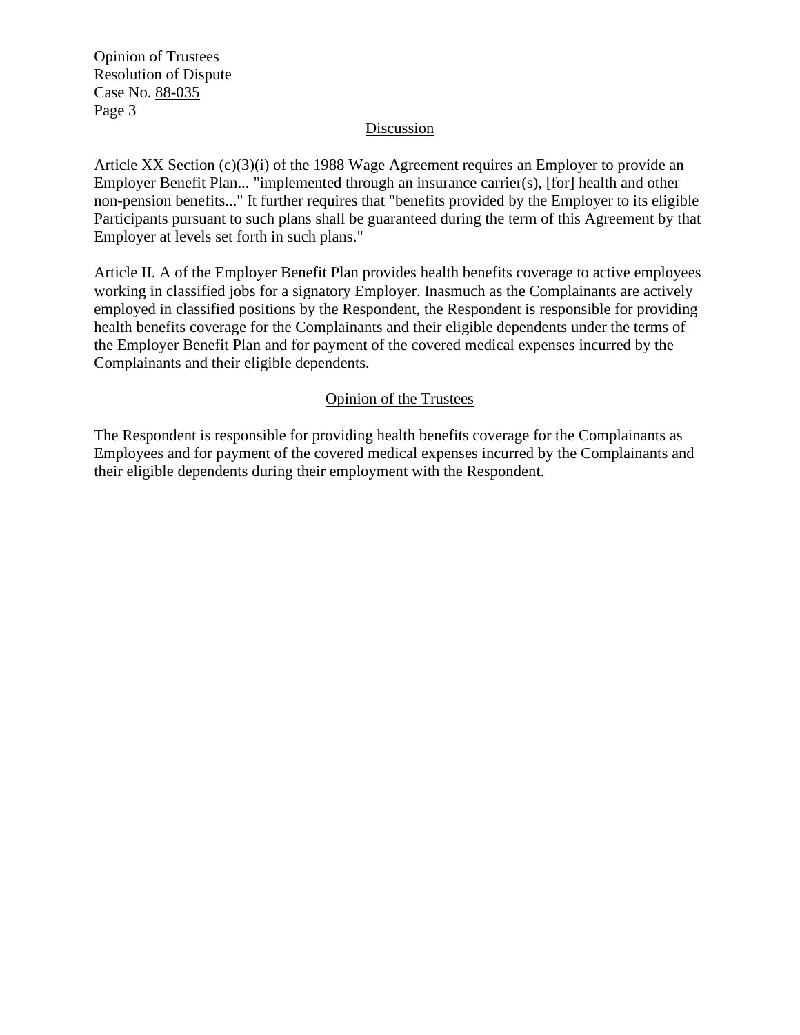## Discussion

Article XX Section (c)(3)(i) of the 1988 Wage Agreement requires an Employer to provide an Employer Benefit Plan... "implemented through an insurance carrier(s), [for] health and other non-pension benefits..." It further requires that "benefits provided by the Employer to its eligible Participants pursuant to such plans shall be guaranteed during the term of this Agreement by that Employer at levels set forth in such plans."

Article II. A of the Employer Benefit Plan provides health benefits coverage to active employees working in classified jobs for a signatory Employer. Inasmuch as the Complainants are actively employed in classified positions by the Respondent, the Respondent is responsible for providing health benefits coverage for the Complainants and their eligible dependents under the terms of the Employer Benefit Plan and for payment of the covered medical expenses incurred by the Complainants and their eligible dependents.

## Opinion of the Trustees

The Respondent is responsible for providing health benefits coverage for the Complainants as Employees and for payment of the covered medical expenses incurred by the Complainants and their eligible dependents during their employment with the Respondent.